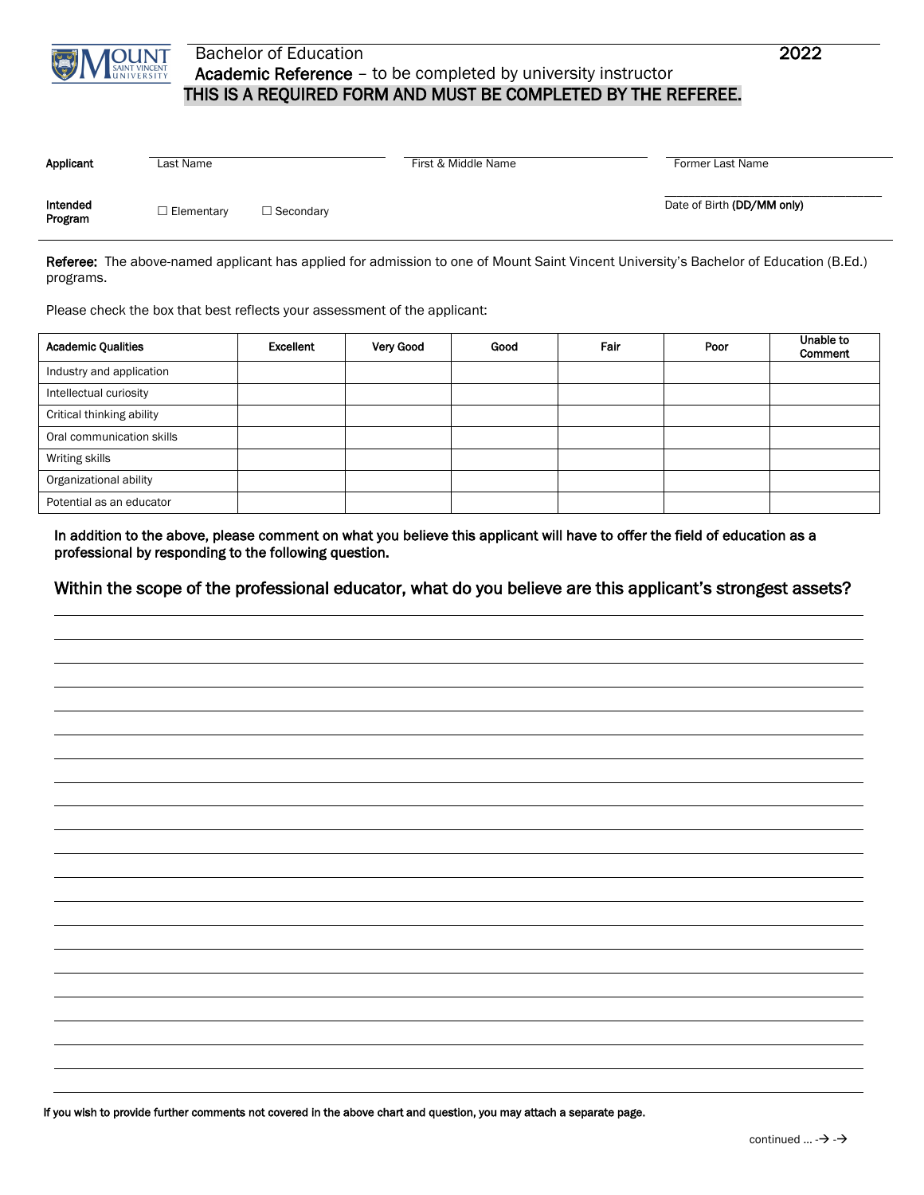Bachelor of Education **2022**

**Academic Reference** – to be completed by university instructor

**THIS IS A REQUIRED FORM AND MUST BE COMPLETED BY THE REFEREE.**

**Applicant** Last Name ____________ First & Middle Name ____________ Former Last Name ____________

**Intended Program** ☐ Elementary ☐ Secondary

Date of Birth **(DD/MM only)** ____________

**Referee:** The above-named applicant has applied for admission to one of Mount Saint Vincent University's Bachelor of Education (B.Ed.) programs.

Please check the box that best reflects your assessment of the applicant:

| Academic Qualities | Excellent | Very Good | Good | Fair | Poor | Unable to Comment |
|---|---|---|---|---|---|---|
| Industry and application | | | | | | |
| Intellectual curiosity | | | | | | |
| Critical thinking ability | | | | | | |
| Oral communication skills | | | | | | |
| Writing skills | | | | | | |
| Organizational ability | | | | | | |
| Potential as an educator | | | | | | |

**In addition to the above, please comment on what you believe this applicant will have to offer the field of education as a professional by responding to the following question.**

**Within the scope of the professional educator, what do you believe are this applicant's strongest assets?**

______________________________________________________________________

______________________________________________________________________

______________________________________________________________________

______________________________________________________________________

______________________________________________________________________

______________________________________________________________________

______________________________________________________________________

______________________________________________________________________

______________________________________________________________________

______________________________________________________________________

______________________________________________________________________

______________________________________________________________________

______________________________________________________________________

______________________________________________________________________

______________________________________________________________________

______________________________________________________________________

______________________________________________________________________

______________________________________________________________________

______________________________________________________________________

______________________________________________________________________

**If you wish to provide further comments not covered in the above chart and question, you may attach a separate page.**

continued ... → →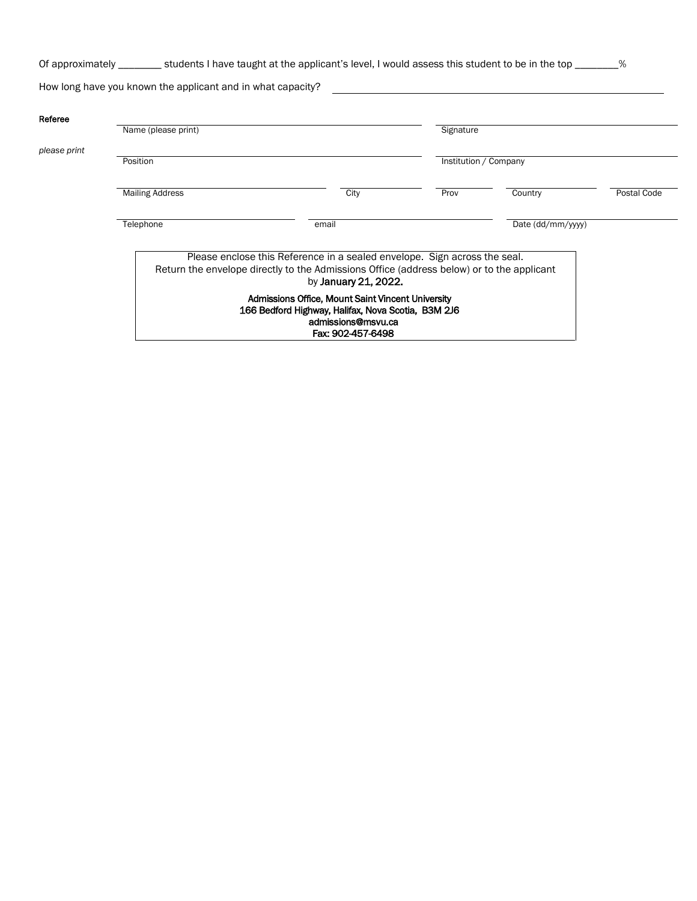Of approximately ________ students I have taught at the applicant's level, I would assess this student to be in the top ________%

How long have you known the applicant and in what capacity? ______________________________________________

**Referee**

*please print*

| | | | | |
|---|---|---|---|---|
| Name (please print) | | Signature | | |
| Position | | Institution / Company | | |
| Mailing Address | City | Prov | Country | Postal Code |
| Telephone | email | | Date (dd/mm/yyyy) | |

Please enclose this Reference in a sealed envelope. Sign across the seal.
Return the envelope directly to the Admissions Office (address below) or to the applicant by **January 21, 2022.**

**Admissions Office, Mount Saint Vincent University**
**166 Bedford Highway, Halifax, Nova Scotia, B3M 2J6**
**admissions@msvu.ca**
**Fax: 902-457-6498**